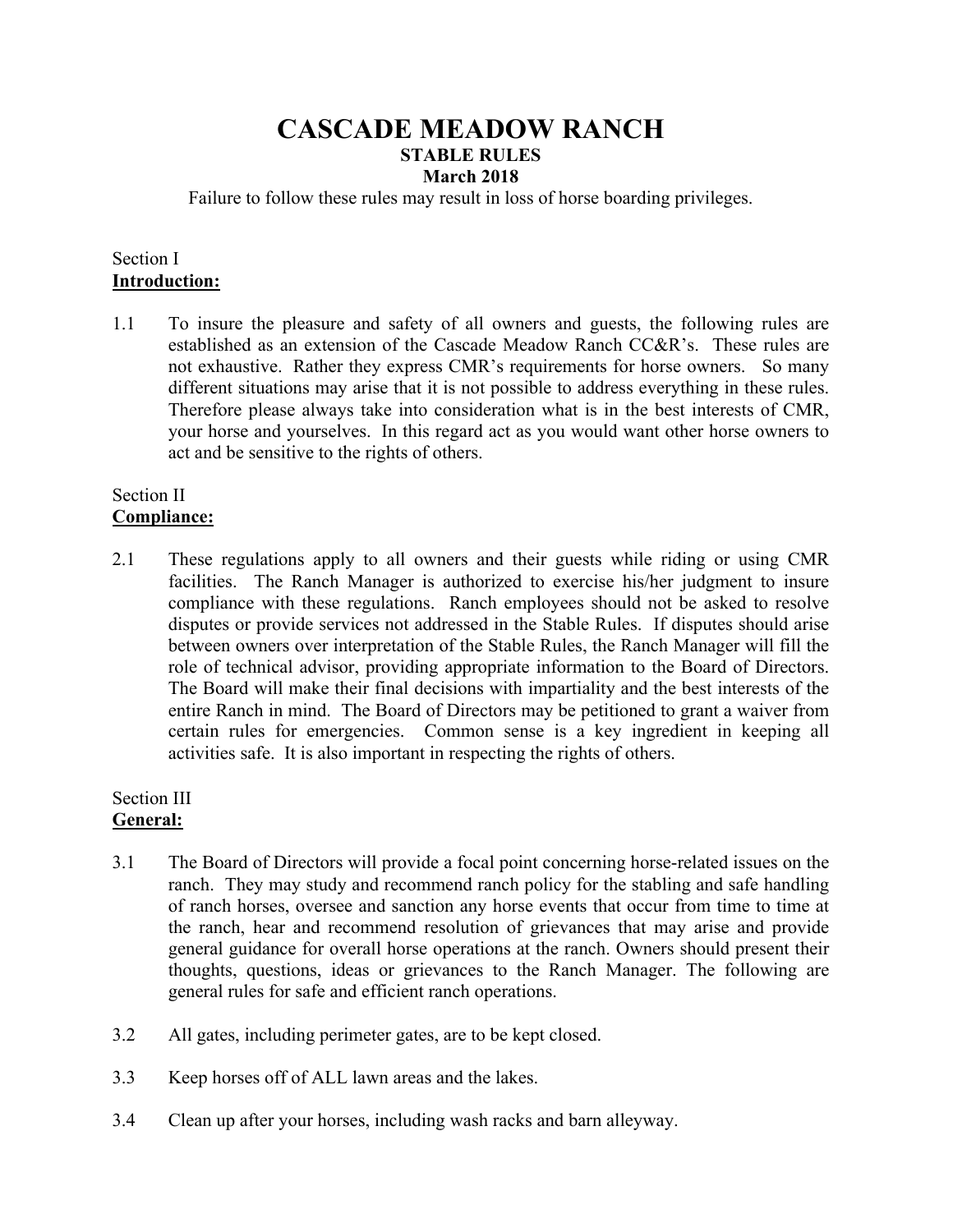# CASCADE MEADOW RANCH

## STABLE RULES

### March 2018

Failure to follow these rules may result in loss of horse boarding privileges.

Section I
**Introduction:**

1.1 To insure the pleasure and safety of all owners and guests, the following rules are established as an extension of the Cascade Meadow Ranch CC&R's. These rules are not exhaustive. Rather they express CMR's requirements for horse owners. So many different situations may arise that it is not possible to address everything in these rules. Therefore please always take into consideration what is in the best interests of CMR, your horse and yourselves. In this regard act as you would want other horse owners to act and be sensitive to the rights of others.

Section II
**Compliance:**

2.1 These regulations apply to all owners and their guests while riding or using CMR facilities. The Ranch Manager is authorized to exercise his/her judgment to insure compliance with these regulations. Ranch employees should not be asked to resolve disputes or provide services not addressed in the Stable Rules. If disputes should arise between owners over interpretation of the Stable Rules, the Ranch Manager will fill the role of technical advisor, providing appropriate information to the Board of Directors. The Board will make their final decisions with impartiality and the best interests of the entire Ranch in mind. The Board of Directors may be petitioned to grant a waiver from certain rules for emergencies. Common sense is a key ingredient in keeping all activities safe. It is also important in respecting the rights of others.

Section III
**General:**

3.1 The Board of Directors will provide a focal point concerning horse-related issues on the ranch. They may study and recommend ranch policy for the stabling and safe handling of ranch horses, oversee and sanction any horse events that occur from time to time at the ranch, hear and recommend resolution of grievances that may arise and provide general guidance for overall horse operations at the ranch. Owners should present their thoughts, questions, ideas or grievances to the Ranch Manager. The following are general rules for safe and efficient ranch operations.

3.2 All gates, including perimeter gates, are to be kept closed.

3.3 Keep horses off of ALL lawn areas and the lakes.

3.4 Clean up after your horses, including wash racks and barn alleyway.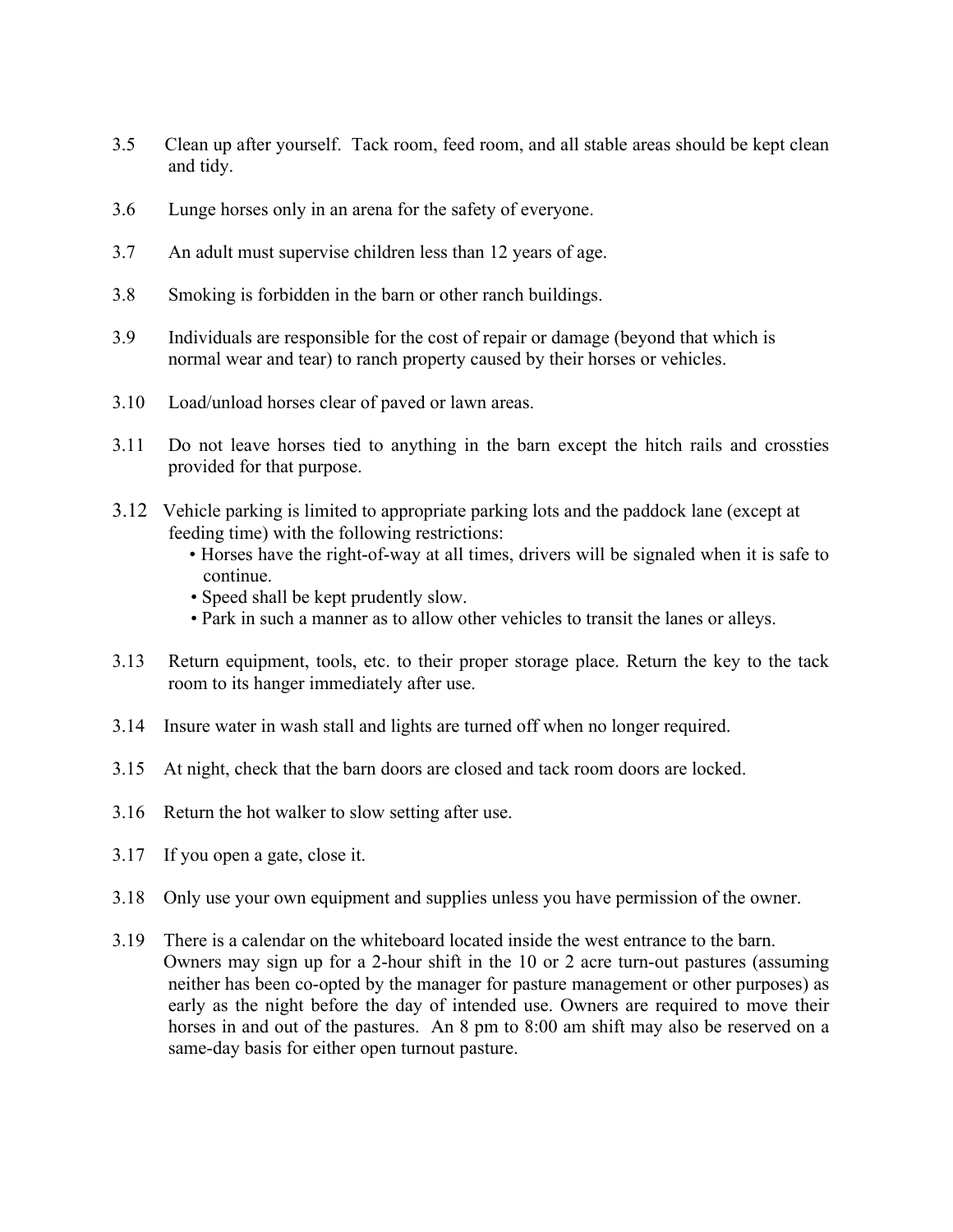3.5 Clean up after yourself. Tack room, feed room, and all stable areas should be kept clean and tidy.

3.6 Lunge horses only in an arena for the safety of everyone.

3.7 An adult must supervise children less than 12 years of age.

3.8 Smoking is forbidden in the barn or other ranch buildings.

3.9 Individuals are responsible for the cost of repair or damage (beyond that which is normal wear and tear) to ranch property caused by their horses or vehicles.

3.10 Load/unload horses clear of paved or lawn areas.

3.11 Do not leave horses tied to anything in the barn except the hitch rails and crossties provided for that purpose.

3.12 Vehicle parking is limited to appropriate parking lots and the paddock lane (except at feeding time) with the following restrictions:

- Horses have the right-of-way at all times, drivers will be signaled when it is safe to continue.
- Speed shall be kept prudently slow.
- Park in such a manner as to allow other vehicles to transit the lanes or alleys.

3.13 Return equipment, tools, etc. to their proper storage place. Return the key to the tack room to its hanger immediately after use.

3.14 Insure water in wash stall and lights are turned off when no longer required.

3.15 At night, check that the barn doors are closed and tack room doors are locked.

3.16 Return the hot walker to slow setting after use.

3.17 If you open a gate, close it.

3.18 Only use your own equipment and supplies unless you have permission of the owner.

3.19 There is a calendar on the whiteboard located inside the west entrance to the barn. Owners may sign up for a 2-hour shift in the 10 or 2 acre turn-out pastures (assuming neither has been co-opted by the manager for pasture management or other purposes) as early as the night before the day of intended use. Owners are required to move their horses in and out of the pastures. An 8 pm to 8:00 am shift may also be reserved on a same-day basis for either open turnout pasture.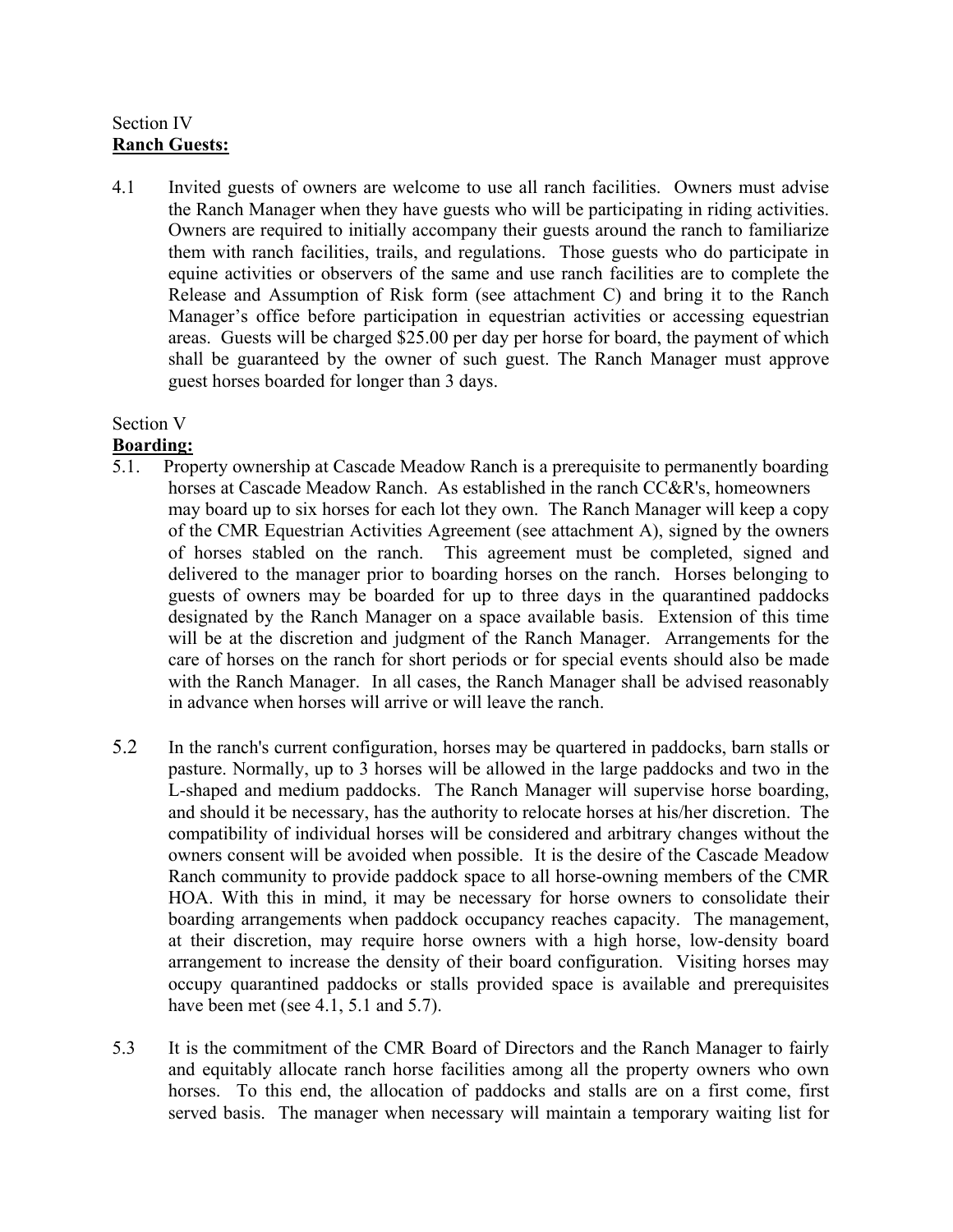Section IV
**Ranch Guests:**

4.1 Invited guests of owners are welcome to use all ranch facilities. Owners must advise the Ranch Manager when they have guests who will be participating in riding activities. Owners are required to initially accompany their guests around the ranch to familiarize them with ranch facilities, trails, and regulations. Those guests who do participate in equine activities or observers of the same and use ranch facilities are to complete the Release and Assumption of Risk form (see attachment C) and bring it to the Ranch Manager's office before participation in equestrian activities or accessing equestrian areas. Guests will be charged $25.00 per day per horse for board, the payment of which shall be guaranteed by the owner of such guest. The Ranch Manager must approve guest horses boarded for longer than 3 days.

Section V
**Boarding:**

5.1. Property ownership at Cascade Meadow Ranch is a prerequisite to permanently boarding horses at Cascade Meadow Ranch. As established in the ranch CC&R's, homeowners may board up to six horses for each lot they own. The Ranch Manager will keep a copy of the CMR Equestrian Activities Agreement (see attachment A), signed by the owners of horses stabled on the ranch. This agreement must be completed, signed and delivered to the manager prior to boarding horses on the ranch. Horses belonging to guests of owners may be boarded for up to three days in the quarantined paddocks designated by the Ranch Manager on a space available basis. Extension of this time will be at the discretion and judgment of the Ranch Manager. Arrangements for the care of horses on the ranch for short periods or for special events should also be made with the Ranch Manager. In all cases, the Ranch Manager shall be advised reasonably in advance when horses will arrive or will leave the ranch.

5.2 In the ranch's current configuration, horses may be quartered in paddocks, barn stalls or pasture. Normally, up to 3 horses will be allowed in the large paddocks and two in the L-shaped and medium paddocks. The Ranch Manager will supervise horse boarding, and should it be necessary, has the authority to relocate horses at his/her discretion. The compatibility of individual horses will be considered and arbitrary changes without the owners consent will be avoided when possible. It is the desire of the Cascade Meadow Ranch community to provide paddock space to all horse-owning members of the CMR HOA. With this in mind, it may be necessary for horse owners to consolidate their boarding arrangements when paddock occupancy reaches capacity. The management, at their discretion, may require horse owners with a high horse, low-density board arrangement to increase the density of their board configuration. Visiting horses may occupy quarantined paddocks or stalls provided space is available and prerequisites have been met (see 4.1, 5.1 and 5.7).

5.3 It is the commitment of the CMR Board of Directors and the Ranch Manager to fairly and equitably allocate ranch horse facilities among all the property owners who own horses. To this end, the allocation of paddocks and stalls are on a first come, first served basis. The manager when necessary will maintain a temporary waiting list for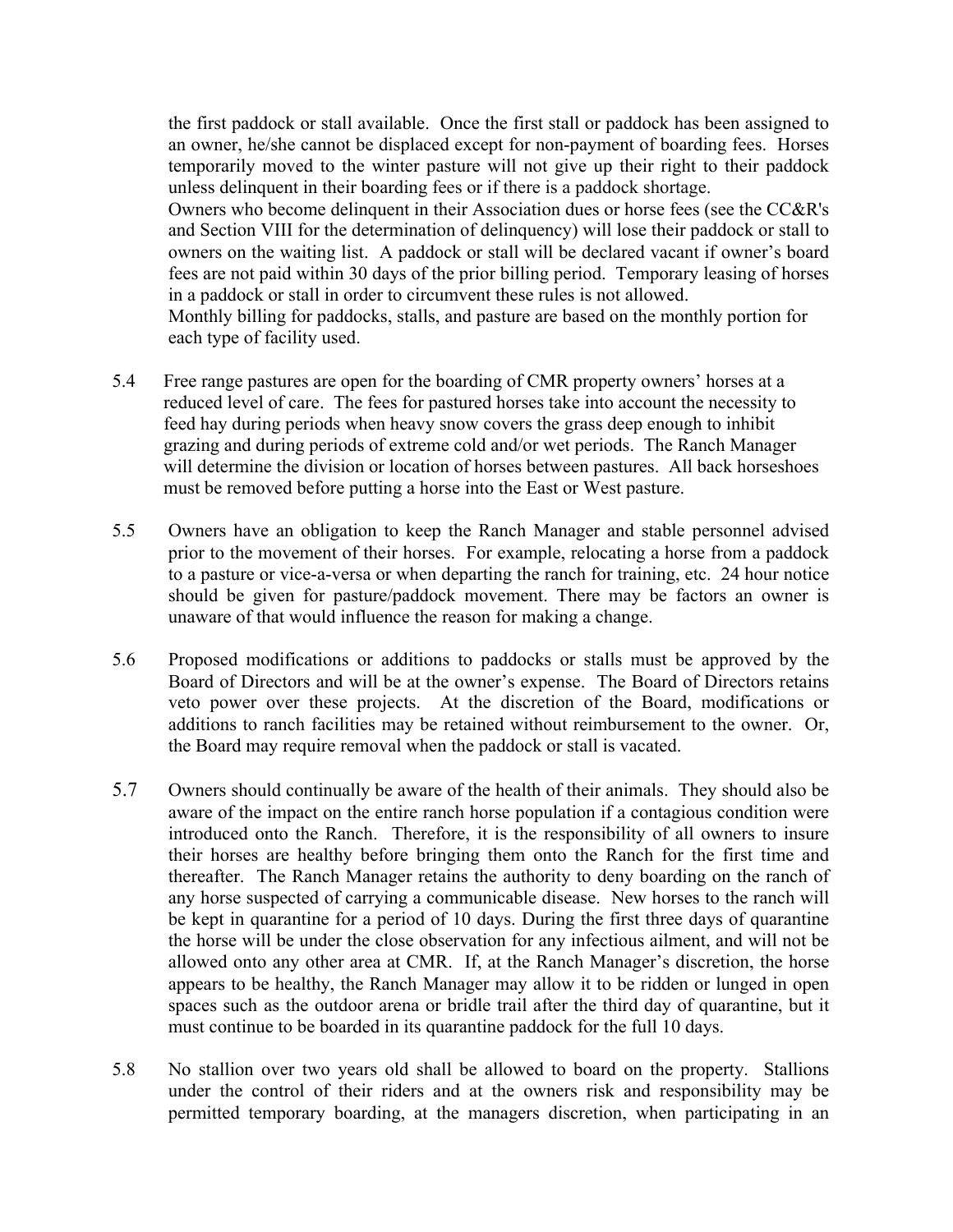the first paddock or stall available. Once the first stall or paddock has been assigned to an owner, he/she cannot be displaced except for non-payment of boarding fees. Horses temporarily moved to the winter pasture will not give up their right to their paddock unless delinquent in their boarding fees or if there is a paddock shortage.

Owners who become delinquent in their Association dues or horse fees (see the CC&R's and Section VIII for the determination of delinquency) will lose their paddock or stall to owners on the waiting list. A paddock or stall will be declared vacant if owner's board fees are not paid within 30 days of the prior billing period. Temporary leasing of horses in a paddock or stall in order to circumvent these rules is not allowed.

Monthly billing for paddocks, stalls, and pasture are based on the monthly portion for each type of facility used.

5.4 Free range pastures are open for the boarding of CMR property owners' horses at a reduced level of care. The fees for pastured horses take into account the necessity to feed hay during periods when heavy snow covers the grass deep enough to inhibit grazing and during periods of extreme cold and/or wet periods. The Ranch Manager will determine the division or location of horses between pastures. All back horseshoes must be removed before putting a horse into the East or West pasture.

5.5 Owners have an obligation to keep the Ranch Manager and stable personnel advised prior to the movement of their horses. For example, relocating a horse from a paddock to a pasture or vice-a-versa or when departing the ranch for training, etc. 24 hour notice should be given for pasture/paddock movement. There may be factors an owner is unaware of that would influence the reason for making a change.

5.6 Proposed modifications or additions to paddocks or stalls must be approved by the Board of Directors and will be at the owner's expense. The Board of Directors retains veto power over these projects. At the discretion of the Board, modifications or additions to ranch facilities may be retained without reimbursement to the owner. Or, the Board may require removal when the paddock or stall is vacated.

5.7 Owners should continually be aware of the health of their animals. They should also be aware of the impact on the entire ranch horse population if a contagious condition were introduced onto the Ranch. Therefore, it is the responsibility of all owners to insure their horses are healthy before bringing them onto the Ranch for the first time and thereafter. The Ranch Manager retains the authority to deny boarding on the ranch of any horse suspected of carrying a communicable disease. New horses to the ranch will be kept in quarantine for a period of 10 days. During the first three days of quarantine the horse will be under the close observation for any infectious ailment, and will not be allowed onto any other area at CMR. If, at the Ranch Manager's discretion, the horse appears to be healthy, the Ranch Manager may allow it to be ridden or lunged in open spaces such as the outdoor arena or bridle trail after the third day of quarantine, but it must continue to be boarded in its quarantine paddock for the full 10 days.

5.8 No stallion over two years old shall be allowed to board on the property. Stallions under the control of their riders and at the owners risk and responsibility may be permitted temporary boarding, at the managers discretion, when participating in an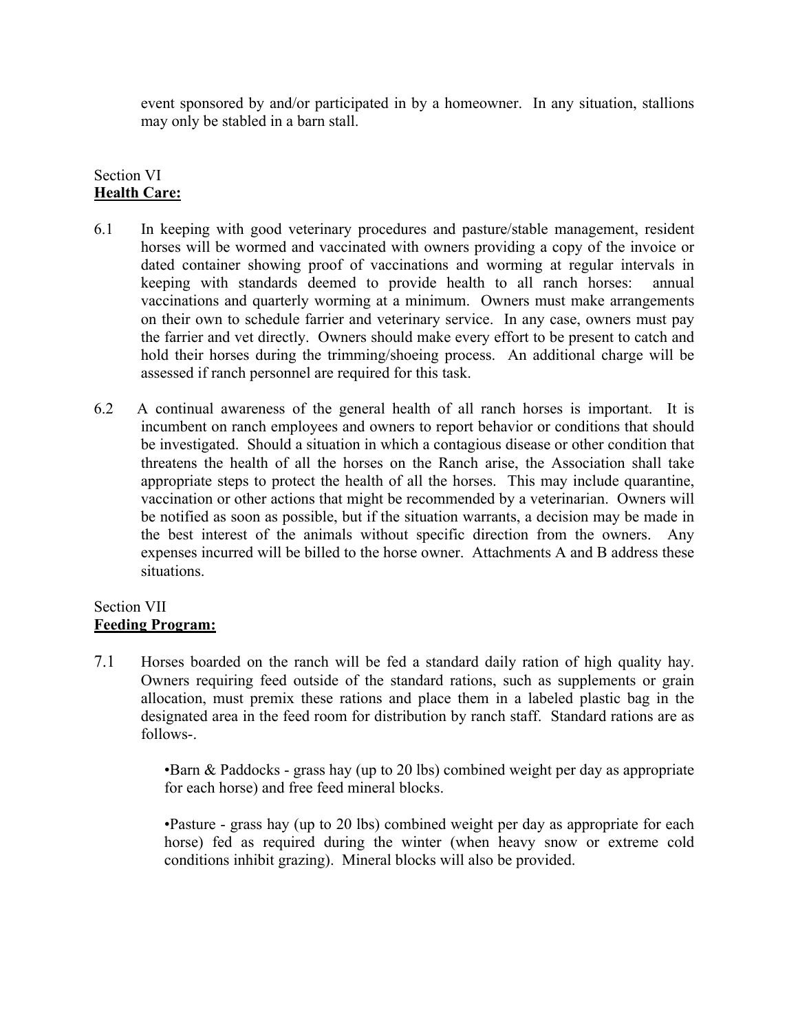event sponsored by and/or participated in by a homeowner. In any situation, stallions may only be stabled in a barn stall.

Section VI
**Health Care:**

6.1 In keeping with good veterinary procedures and pasture/stable management, resident horses will be wormed and vaccinated with owners providing a copy of the invoice or dated container showing proof of vaccinations and worming at regular intervals in keeping with standards deemed to provide health to all ranch horses: annual vaccinations and quarterly worming at a minimum. Owners must make arrangements on their own to schedule farrier and veterinary service. In any case, owners must pay the farrier and vet directly. Owners should make every effort to be present to catch and hold their horses during the trimming/shoeing process. An additional charge will be assessed if ranch personnel are required for this task.

6.2 A continual awareness of the general health of all ranch horses is important. It is incumbent on ranch employees and owners to report behavior or conditions that should be investigated. Should a situation in which a contagious disease or other condition that threatens the health of all the horses on the Ranch arise, the Association shall take appropriate steps to protect the health of all the horses. This may include quarantine, vaccination or other actions that might be recommended by a veterinarian. Owners will be notified as soon as possible, but if the situation warrants, a decision may be made in the best interest of the animals without specific direction from the owners. Any expenses incurred will be billed to the horse owner. Attachments A and B address these situations.

Section VII
**Feeding Program:**

7.1 Horses boarded on the ranch will be fed a standard daily ration of high quality hay. Owners requiring feed outside of the standard rations, such as supplements or grain allocation, must premix these rations and place them in a labeled plastic bag in the designated area in the feed room for distribution by ranch staff. Standard rations are as follows-.

•Barn & Paddocks - grass hay (up to 20 lbs) combined weight per day as appropriate for each horse) and free feed mineral blocks.

•Pasture - grass hay (up to 20 lbs) combined weight per day as appropriate for each horse) fed as required during the winter (when heavy snow or extreme cold conditions inhibit grazing). Mineral blocks will also be provided.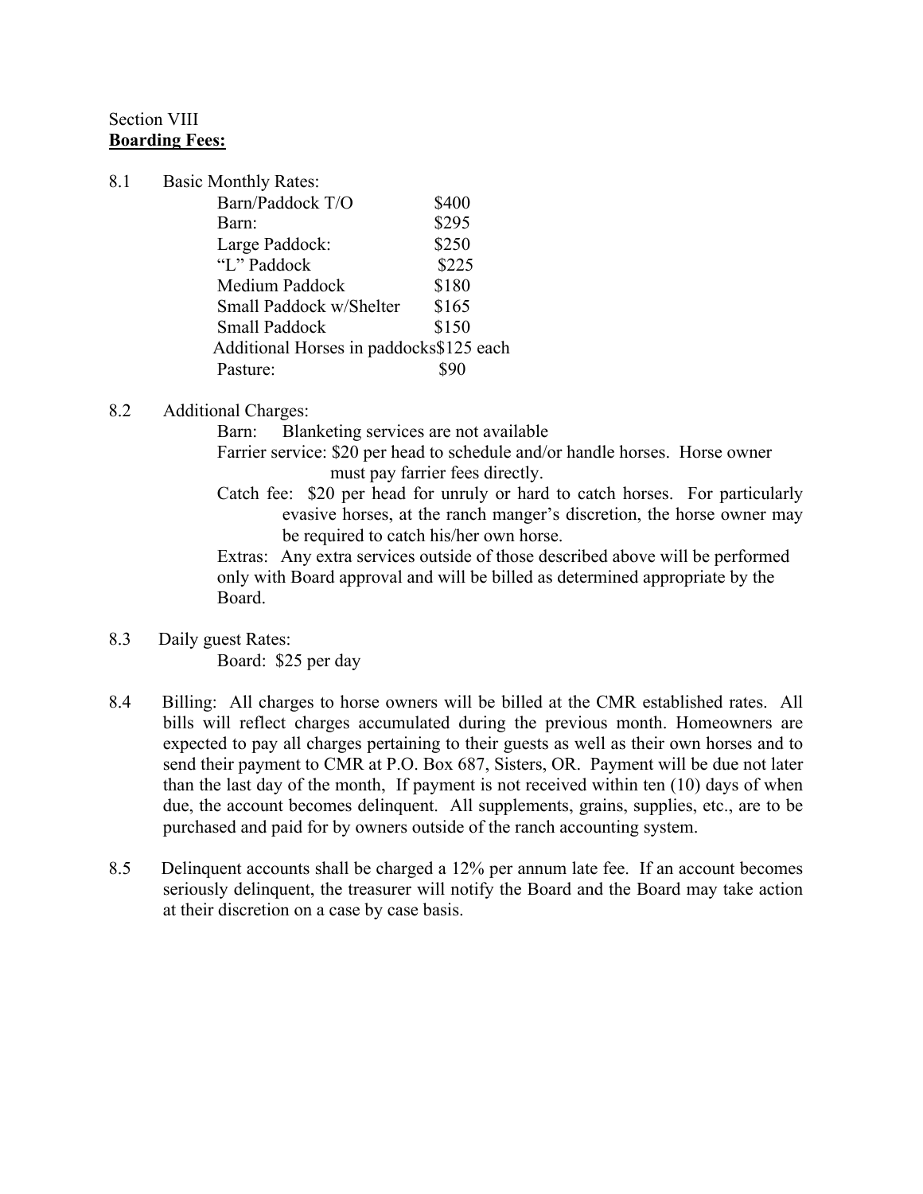Section VIII
**Boarding Fees:**

8.1 Basic Monthly Rates:

| | |
|---|---|
| Barn/Paddock T/O | $400 |
| Barn: | $295 |
| Large Paddock: | $250 |
| "L" Paddock | $225 |
| Medium Paddock | $180 |
| Small Paddock w/Shelter | $165 |
| Small Paddock | $150 |
| Additional Horses in paddocks | $125 each |
| Pasture: | $90 |

8.2 Additional Charges:

Barn: Blanketing services are not available

Farrier service: $20 per head to schedule and/or handle horses. Horse owner must pay farrier fees directly.

Catch fee: $20 per head for unruly or hard to catch horses. For particularly evasive horses, at the ranch manger's discretion, the horse owner may be required to catch his/her own horse.

Extras: Any extra services outside of those described above will be performed only with Board approval and will be billed as determined appropriate by the Board.

8.3 Daily guest Rates:

Board: $25 per day

8.4 Billing: All charges to horse owners will be billed at the CMR established rates. All bills will reflect charges accumulated during the previous month. Homeowners are expected to pay all charges pertaining to their guests as well as their own horses and to send their payment to CMR at P.O. Box 687, Sisters, OR. Payment will be due not later than the last day of the month, If payment is not received within ten (10) days of when due, the account becomes delinquent. All supplements, grains, supplies, etc., are to be purchased and paid for by owners outside of the ranch accounting system.

8.5 Delinquent accounts shall be charged a 12% per annum late fee. If an account becomes seriously delinquent, the treasurer will notify the Board and the Board may take action at their discretion on a case by case basis.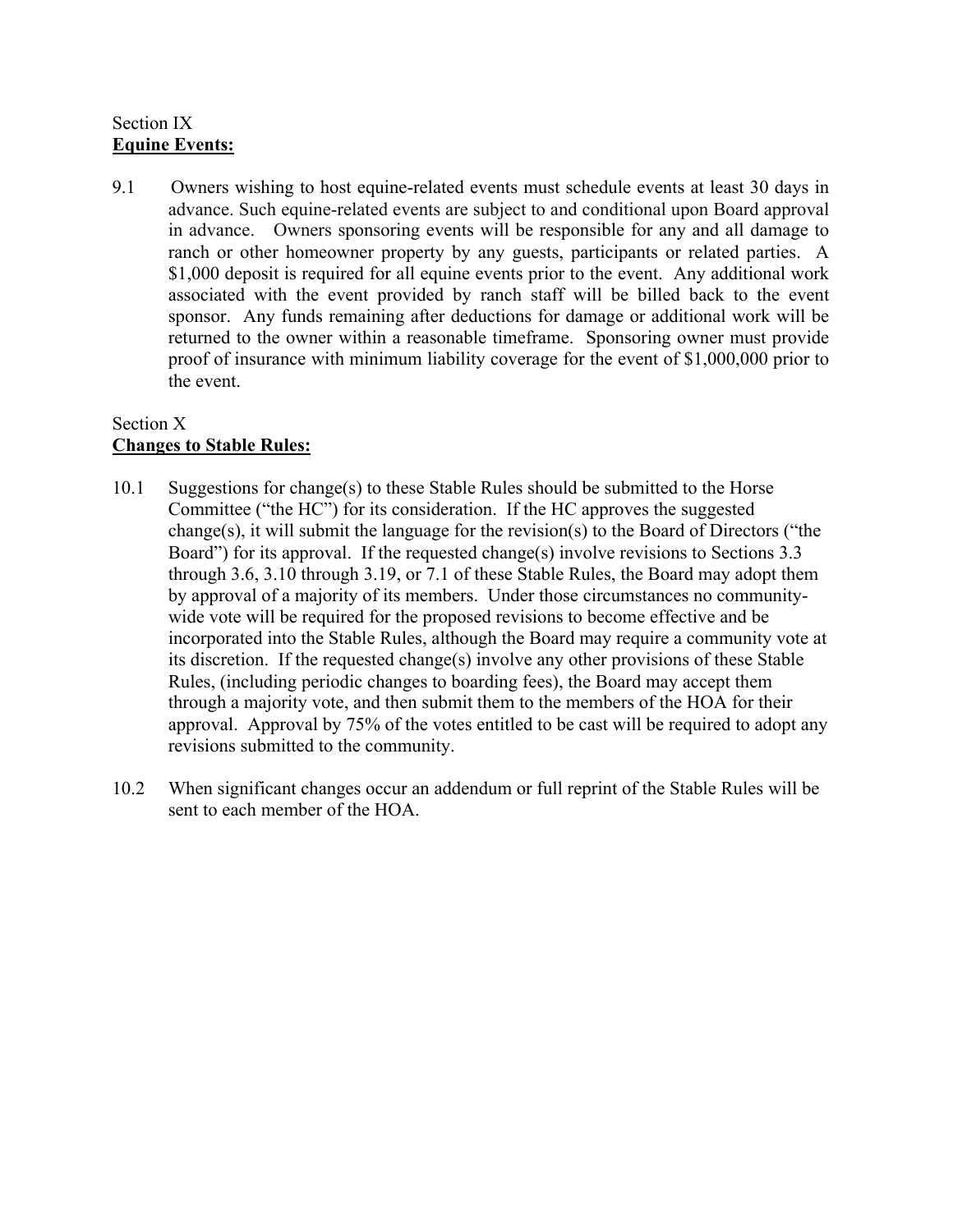Section IX
**Equine Events:**

9.1 Owners wishing to host equine-related events must schedule events at least 30 days in advance. Such equine-related events are subject to and conditional upon Board approval in advance. Owners sponsoring events will be responsible for any and all damage to ranch or other homeowner property by any guests, participants or related parties. A $1,000 deposit is required for all equine events prior to the event. Any additional work associated with the event provided by ranch staff will be billed back to the event sponsor. Any funds remaining after deductions for damage or additional work will be returned to the owner within a reasonable timeframe. Sponsoring owner must provide proof of insurance with minimum liability coverage for the event of $1,000,000 prior to the event.

Section X
**Changes to Stable Rules:**

10.1 Suggestions for change(s) to these Stable Rules should be submitted to the Horse Committee ("the HC") for its consideration. If the HC approves the suggested change(s), it will submit the language for the revision(s) to the Board of Directors ("the Board") for its approval. If the requested change(s) involve revisions to Sections 3.3 through 3.6, 3.10 through 3.19, or 7.1 of these Stable Rules, the Board may adopt them by approval of a majority of its members. Under those circumstances no community-wide vote will be required for the proposed revisions to become effective and be incorporated into the Stable Rules, although the Board may require a community vote at its discretion. If the requested change(s) involve any other provisions of these Stable Rules, (including periodic changes to boarding fees), the Board may accept them through a majority vote, and then submit them to the members of the HOA for their approval. Approval by 75% of the votes entitled to be cast will be required to adopt any revisions submitted to the community.

10.2 When significant changes occur an addendum or full reprint of the Stable Rules will be sent to each member of the HOA.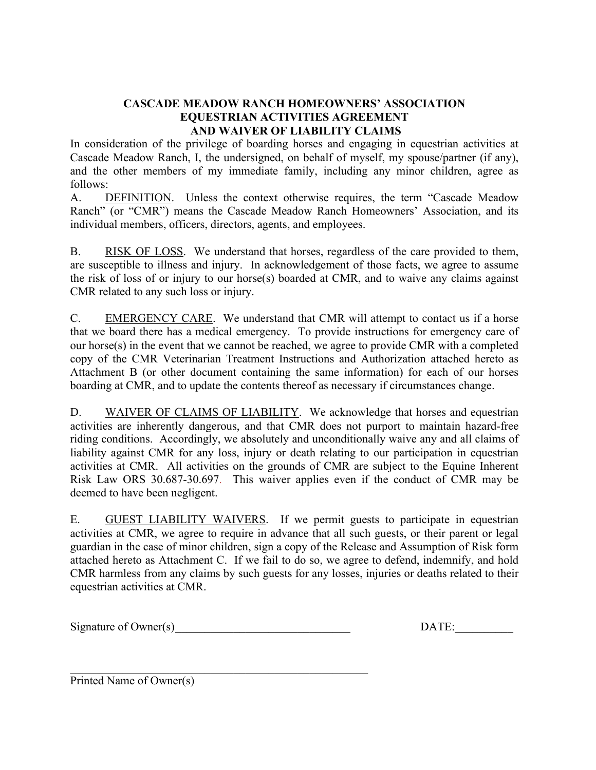# CASCADE MEADOW RANCH HOMEOWNERS' ASSOCIATION
## EQUESTRIAN ACTIVITIES AGREEMENT
## AND WAIVER OF LIABILITY CLAIMS

In consideration of the privilege of boarding horses and engaging in equestrian activities at Cascade Meadow Ranch, I, the undersigned, on behalf of myself, my spouse/partner (if any), and the other members of my immediate family, including any minor children, agree as follows:

A. DEFINITION. Unless the context otherwise requires, the term "Cascade Meadow Ranch" (or "CMR") means the Cascade Meadow Ranch Homeowners' Association, and its individual members, officers, directors, agents, and employees.

B. RISK OF LOSS. We understand that horses, regardless of the care provided to them, are susceptible to illness and injury. In acknowledgement of those facts, we agree to assume the risk of loss of or injury to our horse(s) boarded at CMR, and to waive any claims against CMR related to any such loss or injury.

C. EMERGENCY CARE. We understand that CMR will attempt to contact us if a horse that we board there has a medical emergency. To provide instructions for emergency care of our horse(s) in the event that we cannot be reached, we agree to provide CMR with a completed copy of the CMR Veterinarian Treatment Instructions and Authorization attached hereto as Attachment B (or other document containing the same information) for each of our horses boarding at CMR, and to update the contents thereof as necessary if circumstances change.

D. WAIVER OF CLAIMS OF LIABILITY. We acknowledge that horses and equestrian activities are inherently dangerous, and that CMR does not purport to maintain hazard-free riding conditions. Accordingly, we absolutely and unconditionally waive any and all claims of liability against CMR for any loss, injury or death relating to our participation in equestrian activities at CMR. All activities on the grounds of CMR are subject to the Equine Inherent Risk Law ORS 30.687-30.697. This waiver applies even if the conduct of CMR may be deemed to have been negligent.

E. GUEST LIABILITY WAIVERS. If we permit guests to participate in equestrian activities at CMR, we agree to require in advance that all such guests, or their parent or legal guardian in the case of minor children, sign a copy of the Release and Assumption of Risk form attached hereto as Attachment C. If we fail to do so, we agree to defend, indemnify, and hold CMR harmless from any claims by such guests for any losses, injuries or deaths related to their equestrian activities at CMR.

Signature of Owner(s)______________________________ DATE:__________

_______________________________________________________
Printed Name of Owner(s)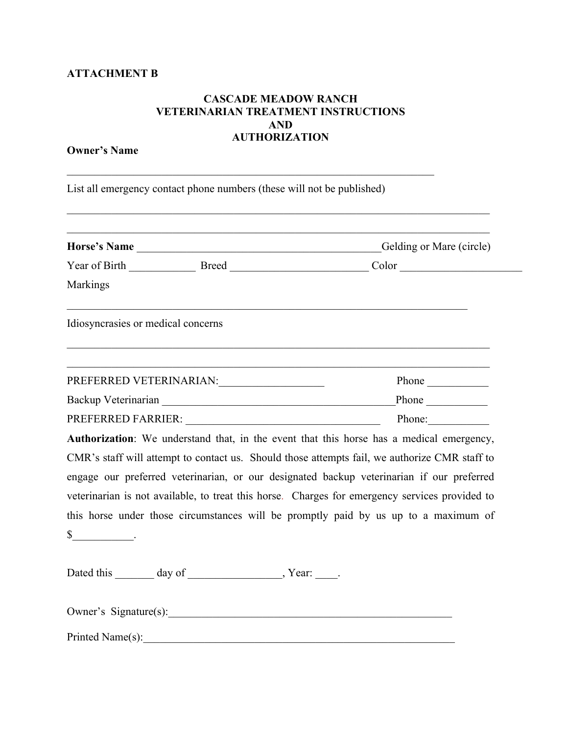**ATTACHMENT B**

# CASCADE MEADOW RANCH
# VETERINARIAN TREATMENT INSTRUCTIONS
# AND
# AUTHORIZATION

**Owner's Name**

_____________________________________________________________________

List all emergency contact phone numbers (these will not be published)

_____________________________________________________________________

_____________________________________________________________________

**Horse's Name** ____________________________________________Gelding or Mare (circle)

Year of Birth ____________ Breed _________________________ Color _____________________

Markings

_____________________________________________________________________

Idiosyncrasies or medical concerns

_____________________________________________________________________

_____________________________________________________________________

PREFERRED VETERINARIAN:___________________ Phone ___________

Backup Veterinarian ___________________________________________Phone ___________

PREFERRED FARRIER: ___________________________________ Phone:___________

**Authorization**: We understand that, in the event that this horse has a medical emergency, CMR's staff will attempt to contact us. Should those attempts fail, we authorize CMR staff to engage our preferred veterinarian, or our designated backup veterinarian if our preferred veterinarian is not available, to treat this horse. Charges for emergency services provided to this horse under those circumstances will be promptly paid by us up to a maximum of $___________.

Dated this _______ day of _________________, Year: ____.

Owner's Signature(s):_____________________________________________________

Printed Name(s):__________________________________________________________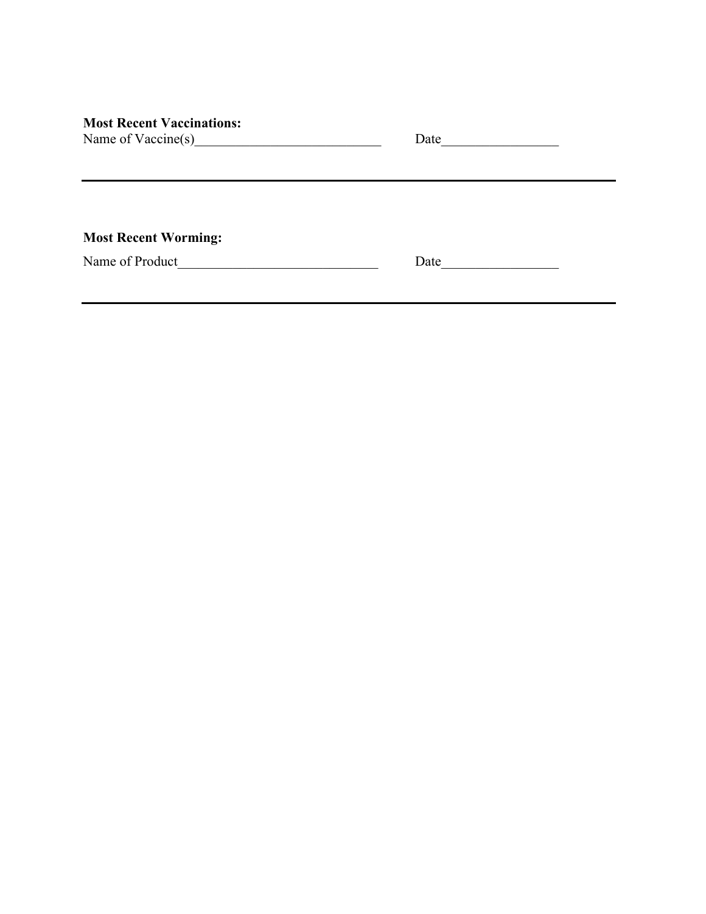**Most Recent Vaccinations:**
Name of Vaccine(s)___________________________ Date_________________

---

**Most Recent Worming:**

Name of Product_____________________________ Date_________________

---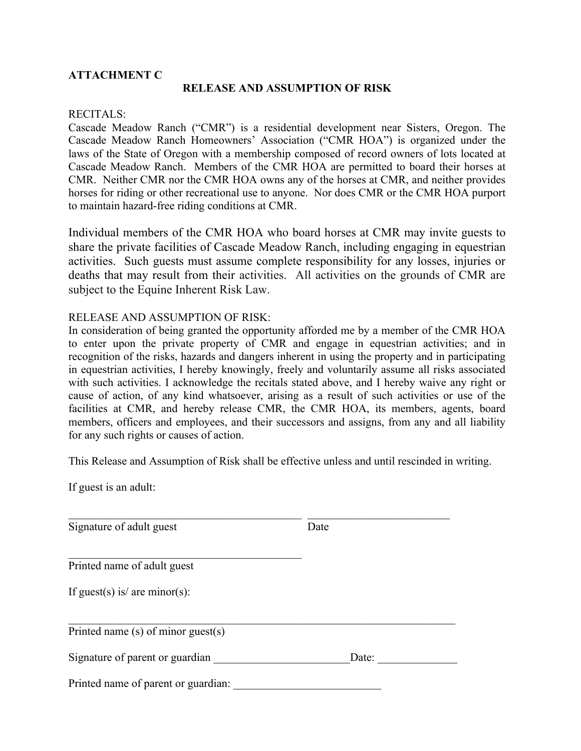**ATTACHMENT C**

**RELEASE AND ASSUMPTION OF RISK**

RECITALS:

Cascade Meadow Ranch ("CMR") is a residential development near Sisters, Oregon. The Cascade Meadow Ranch Homeowners' Association ("CMR HOA") is organized under the laws of the State of Oregon with a membership composed of record owners of lots located at Cascade Meadow Ranch. Members of the CMR HOA are permitted to board their horses at CMR. Neither CMR nor the CMR HOA owns any of the horses at CMR, and neither provides horses for riding or other recreational use to anyone. Nor does CMR or the CMR HOA purport to maintain hazard-free riding conditions at CMR.

Individual members of the CMR HOA who board horses at CMR may invite guests to share the private facilities of Cascade Meadow Ranch, including engaging in equestrian activities. Such guests must assume complete responsibility for any losses, injuries or deaths that may result from their activities. All activities on the grounds of CMR are subject to the Equine Inherent Risk Law.

RELEASE AND ASSUMPTION OF RISK:

In consideration of being granted the opportunity afforded me by a member of the CMR HOA to enter upon the private property of CMR and engage in equestrian activities; and in recognition of the risks, hazards and dangers inherent in using the property and in participating in equestrian activities, I hereby knowingly, freely and voluntarily assume all risks associated with such activities. I acknowledge the recitals stated above, and I hereby waive any right or cause of action, of any kind whatsoever, arising as a result of such activities or use of the facilities at CMR, and hereby release CMR, the CMR HOA, its members, agents, board members, officers and employees, and their successors and assigns, from any and all liability for any such rights or causes of action.

This Release and Assumption of Risk shall be effective unless and until rescinded in writing.

If guest is an adult:

\_\_\_\_\_\_\_\_\_\_\_\_\_\_\_\_\_\_\_\_\_\_\_\_\_\_\_\_\_\_\_\_\_\_\_\_\_\_\_\_ \_\_\_\_\_\_\_\_\_\_\_\_\_\_\_\_\_\_\_\_\_\_\_\_\_\_

Signature of adult guest Date

\_\_\_\_\_\_\_\_\_\_\_\_\_\_\_\_\_\_\_\_\_\_\_\_\_\_\_\_\_\_\_\_\_\_\_\_\_\_\_\_

Printed name of adult guest

If guest(s) is/ are minor(s):

\_\_\_\_\_\_\_\_\_\_\_\_\_\_\_\_\_\_\_\_\_\_\_\_\_\_\_\_\_\_\_\_\_\_\_\_\_\_\_\_\_\_\_\_\_\_\_\_\_\_\_\_\_\_\_\_\_\_\_\_\_\_\_\_\_\_\_\_

Printed name (s) of minor guest(s)

Signature of parent or guardian \_\_\_\_\_\_\_\_\_\_\_\_\_\_\_\_\_\_\_\_\_\_\_\_Date: \_\_\_\_\_\_\_\_\_\_\_\_\_\_

Printed name of parent or guardian: \_\_\_\_\_\_\_\_\_\_\_\_\_\_\_\_\_\_\_\_\_\_\_\_\_\_